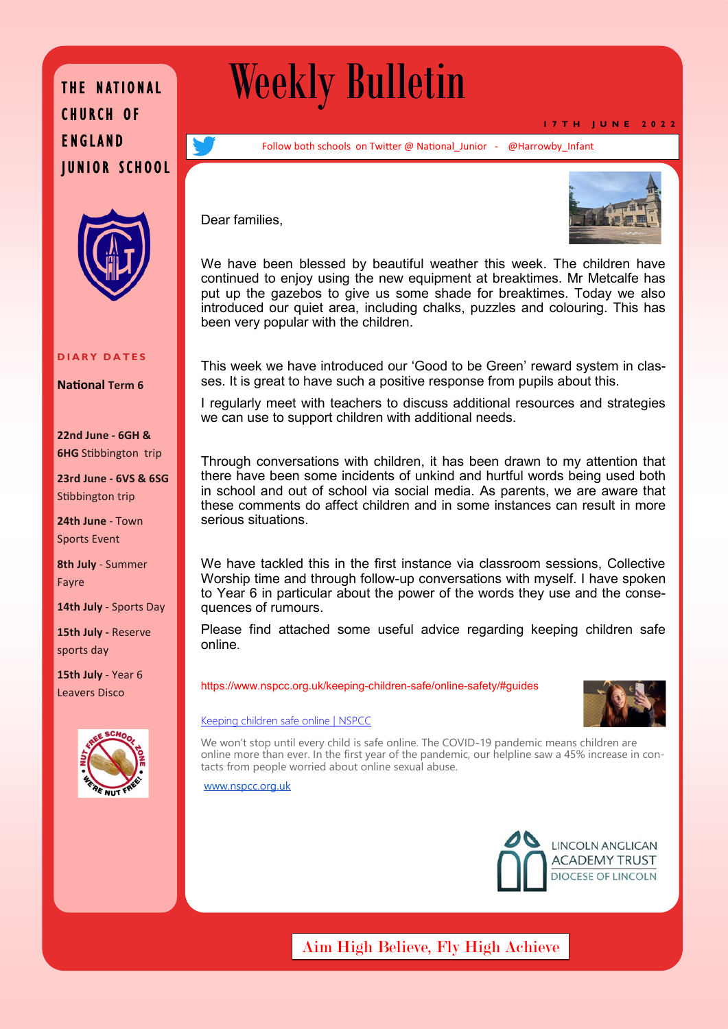# THE NATIONAL CHURCH OF ENGLAND JUNIOR SCHOOL

# Weekly Bulletin

17TH JUNE 2022

Follow both schools on Twitter @ National_Junior - @Harrowby_Infant

**DIARY DATES**

**National Term 6**

**22nd June - 6GH & 6HG** Stibbington trip

**23rd June - 6VS & 6SG** Stibbington trip

**24th June** - Town Sports Event

**8th July** - Summer Fayre

**14th July** - Sports Day

**15th July** - Reserve sports day

**15th July** - Year 6 Leavers Disco

NUT FREE SCHOOL ZONE WE'RE NUT FREE!

Dear families,

We have been blessed by beautiful weather this week. The children have continued to enjoy using the new equipment at breaktimes. Mr Metcalfe has put up the gazebos to give us some shade for breaktimes. Today we also introduced our quiet area, including chalks, puzzles and colouring. This has been very popular with the children.

This week we have introduced our 'Good to be Green' reward system in classes. It is great to have such a positive response from pupils about this.

I regularly meet with teachers to discuss additional resources and strategies we can use to support children with additional needs.

Through conversations with children, it has been drawn to my attention that there have been some incidents of unkind and hurtful words being used both in school and out of school via social media. As parents, we are aware that these comments do affect children and in some instances can result in more serious situations.

We have tackled this in the first instance via classroom sessions, Collective Worship time and through follow-up conversations with myself. I have spoken to Year 6 in particular about the power of the words they use and the consequences of rumours.

Please find attached some useful advice regarding keeping children safe online.

https://www.nspcc.org.uk/keeping-children-safe/online-safety/#guides

Keeping children safe online | NSPCC

We won't stop until every child is safe online. The COVID-19 pandemic means children are online more than ever. In the first year of the pandemic, our helpline saw a 45% increase in contacts from people worried about online sexual abuse.

www.nspcc.org.uk

LINCOLN ANGLICAN ACADEMY TRUST
DIOCESE OF LINCOLN

Aim High Believe, Fly High Achieve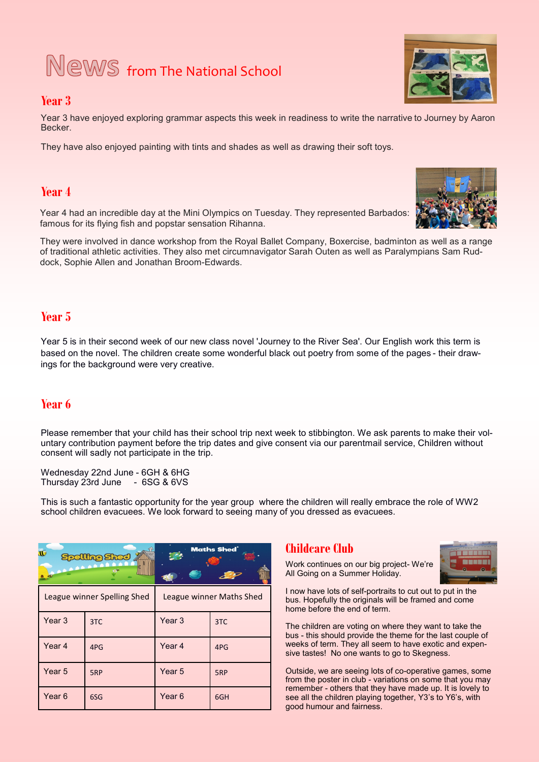# News from The National School

## Year 3

Year 3 have enjoyed exploring grammar aspects this week in readiness to write the narrative to Journey by Aaron Becker.

They have also enjoyed painting with tints and shades as well as drawing their soft toys.

## Year 4

Year 4 had an incredible day at the Mini Olympics on Tuesday. They represented Barbados: famous for its flying fish and popstar sensation Rihanna.

They were involved in dance workshop from the Royal Ballet Company, Boxercise, badminton as well as a range of traditional athletic activities. They also met circumnavigator Sarah Outen as well as Paralympians Sam Ruddock, Sophie Allen and Jonathan Broom-Edwards.

## Year 5

Year 5 is in their second week of our new class novel 'Journey to the River Sea'. Our English work this term is based on the novel. The children create some wonderful black out poetry from some of the pages - their drawings for the background were very creative.

## Year 6

Please remember that your child has their school trip next week to stibbington. We ask parents to make their voluntary contribution payment before the trip dates and give consent via our parentmail service, Children without consent will sadly not participate in the trip.

Wednesday 22nd June - 6GH & 6HG
Thursday 23rd June - 6SG & 6VS

This is such a fantastic opportunity for the year group where the children will really embrace the role of WW2 school children evacuees. We look forward to seeing many of you dressed as evacuees.

| League winner Spelling Shed | | League winner Maths Shed | |
|---|---|---|---|
| Year 3 | 3TC | Year 3 | 3TC |
| Year 4 | 4PG | Year 4 | 4PG |
| Year 5 | 5RP | Year 5 | 5RP |
| Year 6 | 6SG | Year 6 | 6GH |

## Childcare Club

Work continues on our big project- We're All Going on a Summer Holiday.

I now have lots of self-portraits to cut out to put in the bus. Hopefully the originals will be framed and come home before the end of term.

The children are voting on where they want to take the bus - this should provide the theme for the last couple of weeks of term. They all seem to have exotic and expensive tastes! No one wants to go to Skegness.

Outside, we are seeing lots of co-operative games, some from the poster in club - variations on some that you may remember - others that they have made up. It is lovely to see all the children playing together, Y3's to Y6's, with good humour and fairness.